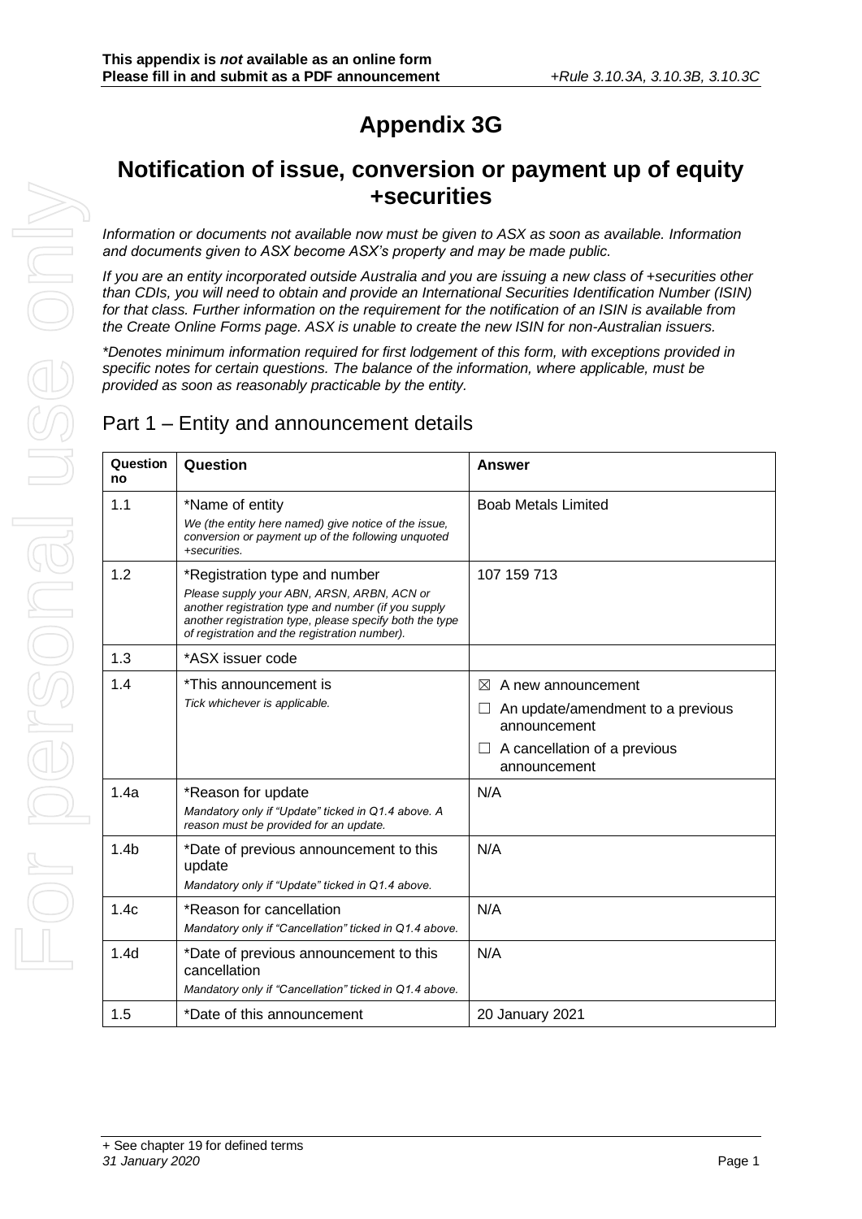**This appendix is *not* available as an online form**
**Please fill in and submit as a PDF announcement**

*+Rule 3.10.3A, 3.10.3B, 3.10.3C*

# Appendix 3G

## Notification of issue, conversion or payment up of equity +securities

*Information or documents not available now must be given to ASX as soon as available. Information and documents given to ASX become ASX's property and may be made public.*

*If you are an entity incorporated outside Australia and you are issuing a new class of +securities other than CDIs, you will need to obtain and provide an International Securities Identification Number (ISIN) for that class. Further information on the requirement for the notification of an ISIN is available from the Create Online Forms page. ASX is unable to create the new ISIN for non-Australian issuers.*

*\*Denotes minimum information required for first lodgement of this form, with exceptions provided in specific notes for certain questions. The balance of the information, where applicable, must be provided as soon as reasonably practicable by the entity.*

## Part 1 – Entity and announcement details

| Question no | Question | Answer |
|---|---|---|
| 1.1 | *Name of entity<br>*We (the entity here named) give notice of the issue, conversion or payment up of the following unquoted +securities.* | Boab Metals Limited |
| 1.2 | *Registration type and number<br>*Please supply your ABN, ARSN, ARBN, ACN or another registration type and number (if you supply another registration type, please specify both the type of registration and the registration number).* | 107 159 713 |
| 1.3 | *ASX issuer code | |
| 1.4 | *This announcement is<br>*Tick whichever is applicable.* | ☒ A new announcement<br>☐ An update/amendment to a previous announcement<br>☐ A cancellation of a previous announcement |
| 1.4a | *Reason for update<br>*Mandatory only if "Update" ticked in Q1.4 above. A reason must be provided for an update.* | N/A |
| 1.4b | *Date of previous announcement to this update<br>*Mandatory only if "Update" ticked in Q1.4 above.* | N/A |
| 1.4c | *Reason for cancellation<br>*Mandatory only if "Cancellation" ticked in Q1.4 above.* | N/A |
| 1.4d | *Date of previous announcement to this cancellation<br>*Mandatory only if "Cancellation" ticked in Q1.4 above.* | N/A |
| 1.5 | *Date of this announcement | 20 January 2021 |

+ See chapter 19 for defined terms
*31 January 2020*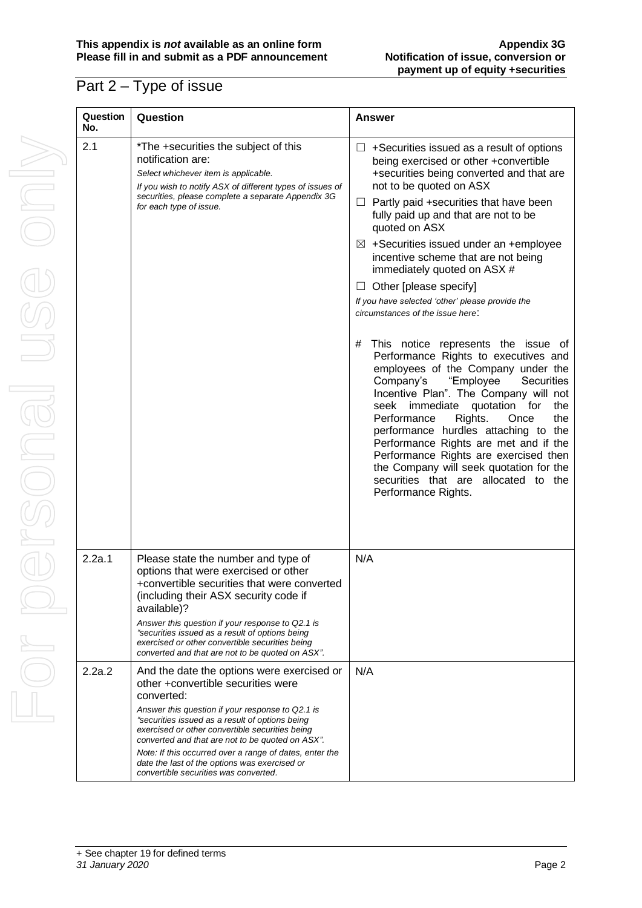## Part 2 – Type of issue

| Question No. | Question | Answer |
|---|---|---|
| 2.1 | *The +securities the subject of this notification are:<br>*Select whichever item is applicable.*<br>*If you wish to notify ASX of different types of issues of securities, please complete a separate Appendix 3G for each type of issue.* | ☐ +Securities issued as a result of options being exercised or other +convertible +securities being converted and that are not to be quoted on ASX<br>☐ Partly paid +securities that have been fully paid up and that are not to be quoted on ASX<br>☒ +Securities issued under an +employee incentive scheme that are not being immediately quoted on ASX #<br>☐ Other [please specify]<br>*If you have selected 'other' please provide the circumstances of the issue here:*<br><br># This notice represents the issue of Performance Rights to executives and employees of the Company under the Company's "Employee Securities Incentive Plan". The Company will not seek immediate quotation for the Performance Rights. Once the performance hurdles attaching to the Performance Rights are met and if the Performance Rights are exercised then the Company will seek quotation for the securities that are allocated to the Performance Rights. |
| 2.2a.1 | Please state the number and type of options that were exercised or other +convertible securities that were converted (including their ASX security code if available)?<br>*Answer this question if your response to Q2.1 is "securities issued as a result of options being exercised or other convertible securities being converted and that are not to be quoted on ASX".* | N/A |
| 2.2a.2 | And the date the options were exercised or other +convertible securities were converted:<br>*Answer this question if your response to Q2.1 is "securities issued as a result of options being exercised or other convertible securities being converted and that are not to be quoted on ASX".*<br>*Note: If this occurred over a range of dates, enter the date the last of the options was exercised or convertible securities was converted.* | N/A |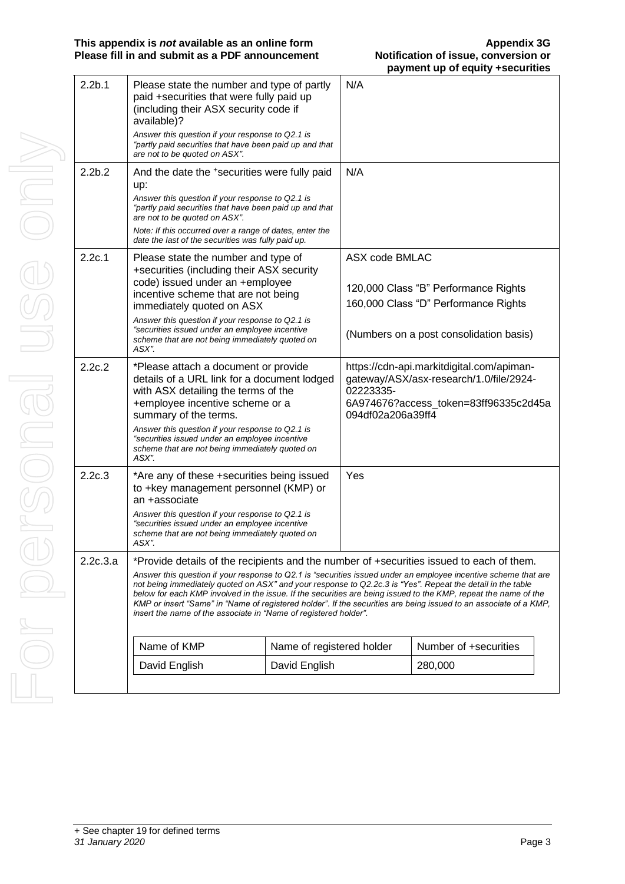| | | |
|---|---|---|
| 2.2b.1 | Please state the number and type of partly paid +securities that were fully paid up (including their ASX security code if available)?<br>*Answer this question if your response to Q2.1 is "partly paid securities that have been paid up and that are not to be quoted on ASX".* | N/A |
| 2.2b.2 | And the date the +securities were fully paid up:<br>*Answer this question if your response to Q2.1 is "partly paid securities that have been paid up and that are not to be quoted on ASX".*<br>*Note: If this occurred over a range of dates, enter the date the last of the securities was fully paid up.* | N/A |
| 2.2c.1 | Please state the number and type of +securities (including their ASX security code) issued under an +employee incentive scheme that are not being immediately quoted on ASX<br>*Answer this question if your response to Q2.1 is "securities issued under an employee incentive scheme that are not being immediately quoted on ASX".* | ASX code BMLAC<br><br>120,000 Class "B" Performance Rights<br>160,000 Class "D" Performance Rights<br><br>(Numbers on a post consolidation basis) |
| 2.2c.2 | *Please attach a document or provide details of a URL link for a document lodged with ASX detailing the terms of the +employee incentive scheme or a summary of the terms.<br>*Answer this question if your response to Q2.1 is "securities issued under an employee incentive scheme that are not being immediately quoted on ASX".* | https://cdn-api.markitdigital.com/apiman-gateway/ASX/asx-research/1.0/file/2924-02223335-6A974676?access_token=83ff96335c2d45a094df02a206a39ff4 |
| 2.2c.3 | *Are any of these +securities being issued to +key management personnel (KMP) or an +associate<br>*Answer this question if your response to Q2.1 is "securities issued under an employee incentive scheme that are not being immediately quoted on ASX".* | Yes |

**2.2c.3.a** *Provide details of the recipients and the number of +securities issued to each of them.

*Answer this question if your response to Q2.1 is "securities issued under an employee incentive scheme that are not being immediately quoted on ASX" and your response to Q2.2c.3 is "Yes". Repeat the detail in the table below for each KMP involved in the issue. If the securities are being issued to the KMP, repeat the name of the KMP or insert "Same" in "Name of registered holder". If the securities are being issued to an associate of a KMP, insert the name of the associate in "Name of registered holder".*

| Name of KMP | Name of registered holder | Number of +securities |
|---|---|---|
| David English | David English | 280,000 |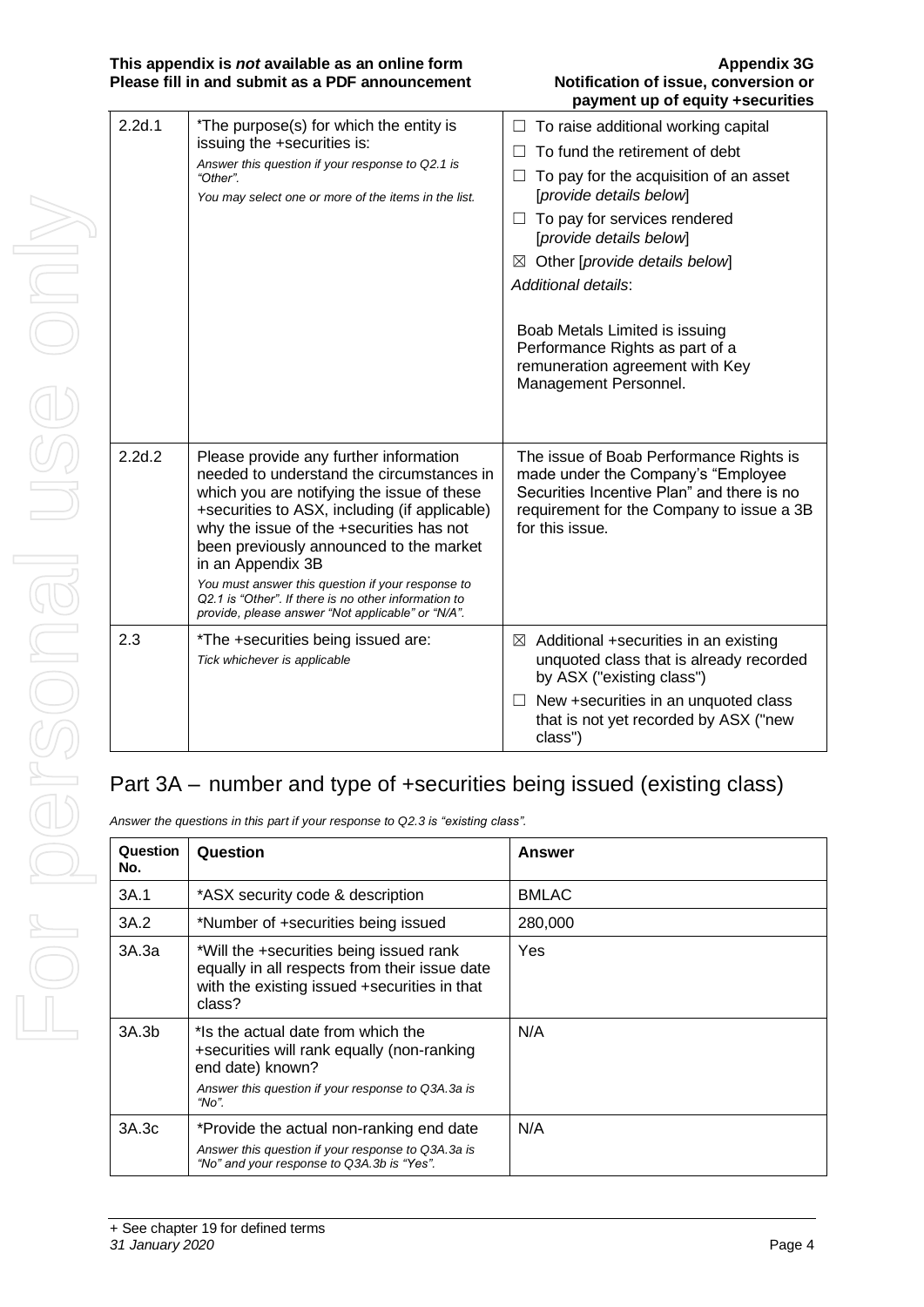| 2.2d.1 | *The purpose(s) for which the entity is issuing the +securities is:<br>*Answer this question if your response to Q2.1 is "Other".*<br>*You may select one or more of the items in the list.* | ☐ To raise additional working capital<br>☐ To fund the retirement of debt<br>☐ To pay for the acquisition of an asset [*provide details below*]<br>☐ To pay for services rendered [*provide details below*]<br>☒ Other [*provide details below*]<br>*Additional details*:<br><br>Boab Metals Limited is issuing Performance Rights as part of a remuneration agreement with Key Management Personnel. |
|---|---|---|
| 2.2d.2 | Please provide any further information needed to understand the circumstances in which you are notifying the issue of these +securities to ASX, including (if applicable) why the issue of the +securities has not been previously announced to the market in an Appendix 3B<br>*You must answer this question if your response to Q2.1 is "Other". If there is no other information to provide, please answer "Not applicable" or "N/A".* | The issue of Boab Performance Rights is made under the Company's "Employee Securities Incentive Plan" and there is no requirement for the Company to issue a 3B for this issue. |
| 2.3 | *The +securities being issued are:<br>*Tick whichever is applicable* | ☒ Additional +securities in an existing unquoted class that is already recorded by ASX ("existing class")<br>☐ New +securities in an unquoted class that is not yet recorded by ASX ("new class") |

## Part 3A – number and type of +securities being issued (existing class)

*Answer the questions in this part if your response to Q2.3 is "existing class".*

| Question No. | Question | Answer |
|---|---|---|
| 3A.1 | *ASX security code & description | BMLAC |
| 3A.2 | *Number of +securities being issued | 280,000 |
| 3A.3a | *Will the +securities being issued rank equally in all respects from their issue date with the existing issued +securities in that class? | Yes |
| 3A.3b | *Is the actual date from which the +securities will rank equally (non-ranking end date) known?<br>*Answer this question if your response to Q3A.3a is "No".* | N/A |
| 3A.3c | *Provide the actual non-ranking end date<br>*Answer this question if your response to Q3A.3a is "No" and your response to Q3A.3b is "Yes".* | N/A |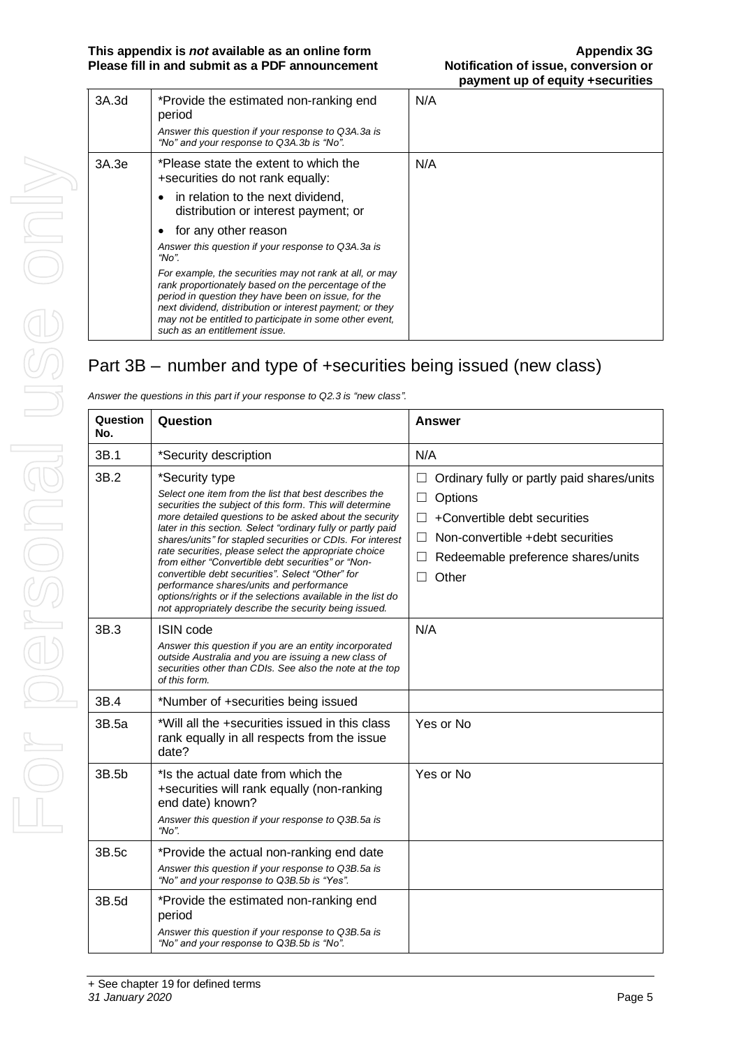| | | |
|---|---|---|
| 3A.3d | *Provide the estimated non-ranking end period<br>*Answer this question if your response to Q3A.3a is "No" and your response to Q3A.3b is "No".* | N/A |
| 3A.3e | *Please state the extent to which the +securities do not rank equally:<br>• in relation to the next dividend, distribution or interest payment; or<br>• for any other reason<br>*Answer this question if your response to Q3A.3a is "No".*<br>*For example, the securities may not rank at all, or may rank proportionately based on the percentage of the period in question they have been on issue, for the next dividend, distribution or interest payment; or they may not be entitled to participate in some other event, such as an entitlement issue.* | N/A |

## Part 3B – number and type of +securities being issued (new class)

*Answer the questions in this part if your response to Q2.3 is "new class".*

| Question No. | Question | Answer |
|---|---|---|
| 3B.1 | *Security description | N/A |
| 3B.2 | *Security type<br>*Select one item from the list that best describes the securities the subject of this form. This will determine more detailed questions to be asked about the security later in this section. Select "ordinary fully or partly paid shares/units" for stapled securities or CDIs. For interest rate securities, please select the appropriate choice from either "Convertible debt securities" or "Non-convertible debt securities". Select "Other" for performance shares/units and performance options/rights or if the selections available in the list do not appropriately describe the security being issued.* | ☐ Ordinary fully or partly paid shares/units<br>☐ Options<br>☐ +Convertible debt securities<br>☐ Non-convertible +debt securities<br>☐ Redeemable preference shares/units<br>☐ Other |
| 3B.3 | ISIN code<br>*Answer this question if you are an entity incorporated outside Australia and you are issuing a new class of securities other than CDIs. See also the note at the top of this form.* | N/A |
| 3B.4 | *Number of +securities being issued | |
| 3B.5a | *Will all the +securities issued in this class rank equally in all respects from the issue date? | Yes or No |
| 3B.5b | *Is the actual date from which the +securities will rank equally (non-ranking end date) known?<br>*Answer this question if your response to Q3B.5a is "No".* | Yes or No |
| 3B.5c | *Provide the actual non-ranking end date<br>*Answer this question if your response to Q3B.5a is "No" and your response to Q3B.5b is "Yes".* | |
| 3B.5d | *Provide the estimated non-ranking end period<br>*Answer this question if your response to Q3B.5a is "No" and your response to Q3B.5b is "No".* | |

+ See chapter 19 for defined terms
*31 January 2020*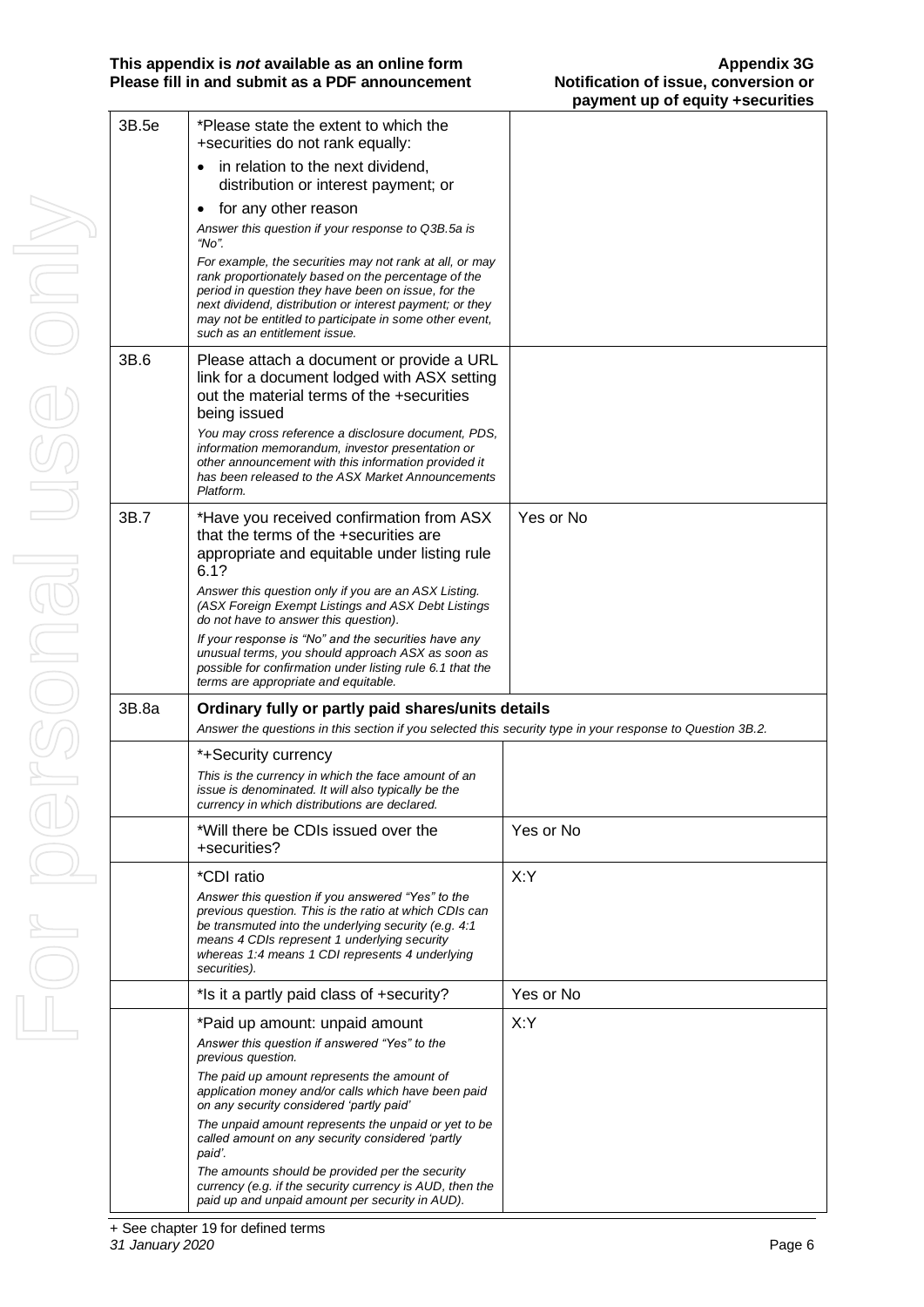| | | |
|---|---|---|
| 3B.5e | \*Please state the extent to which the +securities do not rank equally:<br>• in relation to the next dividend, distribution or interest payment; or<br>• for any other reason<br>*Answer this question if your response to Q3B.5a is "No".*<br>*For example, the securities may not rank at all, or may rank proportionately based on the percentage of the period in question they have been on issue, for the next dividend, distribution or interest payment; or they may not be entitled to participate in some other event, such as an entitlement issue.* | |
| 3B.6 | Please attach a document or provide a URL link for a document lodged with ASX setting out the material terms of the +securities being issued<br>*You may cross reference a disclosure document, PDS, information memorandum, investor presentation or other announcement with this information provided it has been released to the ASX Market Announcements Platform.* | |
| 3B.7 | \*Have you received confirmation from ASX that the terms of the +securities are appropriate and equitable under listing rule 6.1?<br>*Answer this question only if you are an ASX Listing. (ASX Foreign Exempt Listings and ASX Debt Listings do not have to answer this question).*<br>*If your response is "No" and the securities have any unusual terms, you should approach ASX as soon as possible for confirmation under listing rule 6.1 that the terms are appropriate and equitable.* | Yes or No |
| 3B.8a | **Ordinary fully or partly paid shares/units details**<br>*Answer the questions in this section if you selected this security type in your response to Question 3B.2.* | |
| | \*+Security currency<br>*This is the currency in which the face amount of an issue is denominated. It will also typically be the currency in which distributions are declared.* | |
| | \*Will there be CDIs issued over the +securities? | Yes or No |
| | \*CDI ratio<br>*Answer this question if you answered "Yes" to the previous question. This is the ratio at which CDIs can be transmuted into the underlying security (e.g. 4:1 means 4 CDIs represent 1 underlying security whereas 1:4 means 1 CDI represents 4 underlying securities).* | X:Y |
| | \*Is it a partly paid class of +security? | Yes or No |
| | \*Paid up amount: unpaid amount<br>*Answer this question if answered "Yes" to the previous question.*<br>*The paid up amount represents the amount of application money and/or calls which have been paid on any security considered 'partly paid'*<br>*The unpaid amount represents the unpaid or yet to be called amount on any security considered 'partly paid'.*<br>*The amounts should be provided per the security currency (e.g. if the security currency is AUD, then the paid up and unpaid amount per security in AUD).* | X:Y |

+ See chapter 19 for defined terms
*31 January 2020*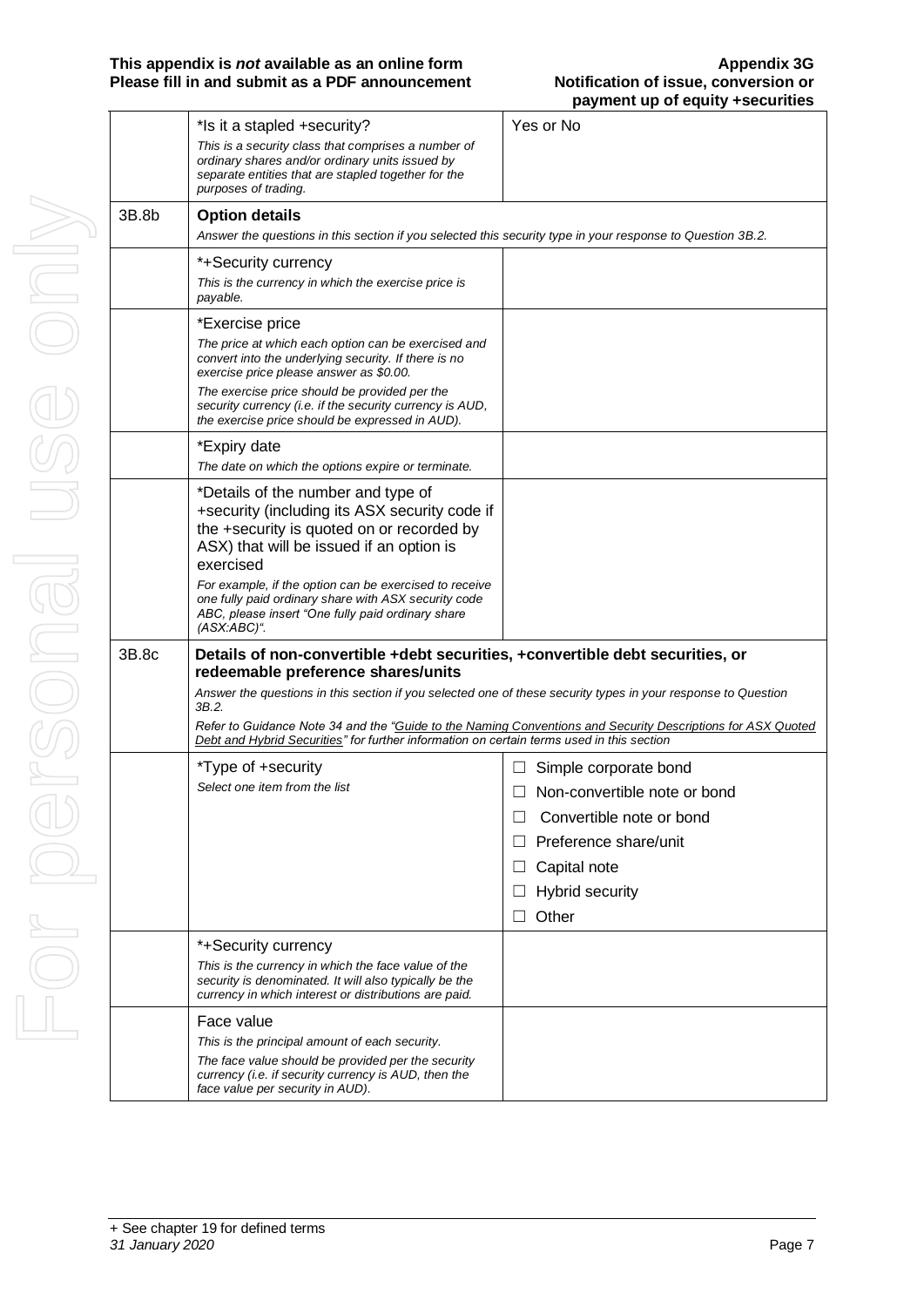| | | |
|---|---|---|
| | *Is it a stapled +security?<br>*This is a security class that comprises a number of ordinary shares and/or ordinary units issued by separate entities that are stapled together for the purposes of trading.* | Yes or No |
| 3B.8b | **Option details**<br>*Answer the questions in this section if you selected this security type in your response to Question 3B.2.* | |
| | *+Security currency<br>*This is the currency in which the exercise price is payable.* | |
| | *Exercise price<br>*The price at which each option can be exercised and convert into the underlying security. If there is no exercise price please answer as $0.00.*<br>*The exercise price should be provided per the security currency (i.e. if the security currency is AUD, the exercise price should be expressed in AUD).* | |
| | *Expiry date<br>*The date on which the options expire or terminate.* | |
| | *Details of the number and type of +security (including its ASX security code if the +security is quoted on or recorded by ASX) that will be issued if an option is exercised<br>*For example, if the option can be exercised to receive one fully paid ordinary share with ASX security code ABC, please insert "One fully paid ordinary share (ASX:ABC)".* | |
| 3B.8c | **Details of non-convertible +debt securities, +convertible debt securities, or redeemable preference shares/units**<br>*Answer the questions in this section if you selected one of these security types in your response to Question 3B.2.*<br>*Refer to Guidance Note 34 and the "Guide to the Naming Conventions and Security Descriptions for ASX Quoted Debt and Hybrid Securities" for further information on certain terms used in this section* | |
| | *Type of +security<br>*Select one item from the list* | ☐ Simple corporate bond<br>☐ Non-convertible note or bond<br>☐ Convertible note or bond<br>☐ Preference share/unit<br>☐ Capital note<br>☐ Hybrid security<br>☐ Other |
| | *+Security currency<br>*This is the currency in which the face value of the security is denominated. It will also typically be the currency in which interest or distributions are paid.* | |
| | Face value<br>*This is the principal amount of each security.*<br>*The face value should be provided per the security currency (i.e. if security currency is AUD, then the face value per security in AUD).* | |

+ See chapter 19 for defined terms
*31 January 2020*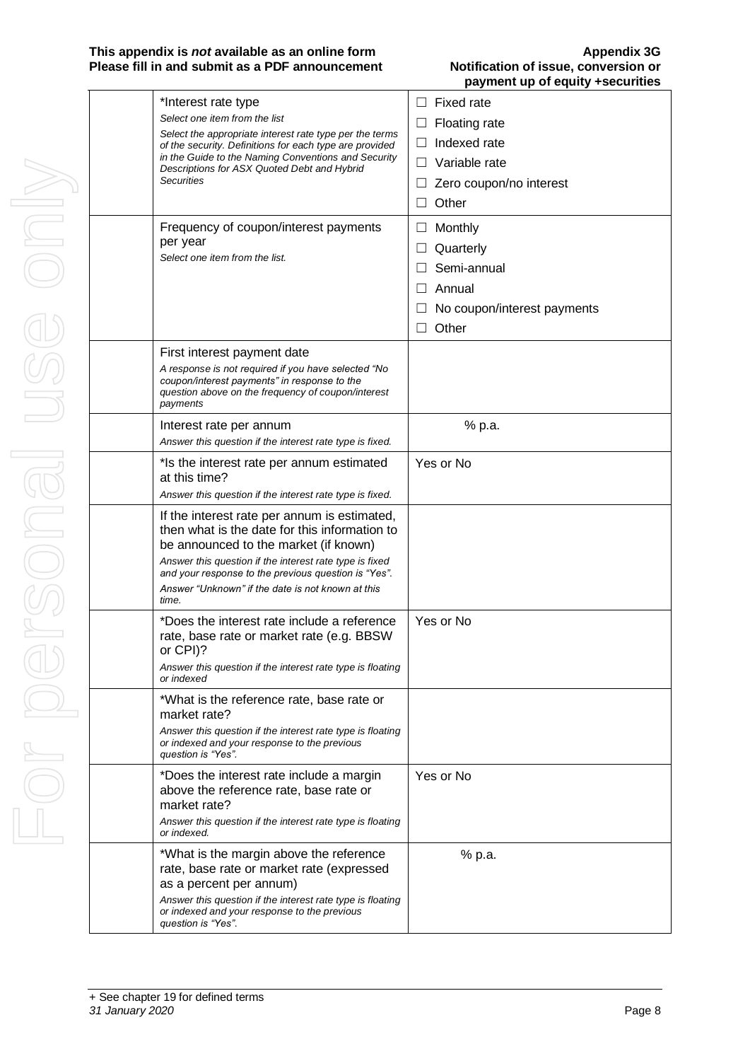| | | |
|---|---|---|
| | *Interest rate type<br>*Select one item from the list*<br>*Select the appropriate interest rate type per the terms of the security. Definitions for each type are provided in the Guide to the Naming Conventions and Security Descriptions for ASX Quoted Debt and Hybrid Securities* | ☐ Fixed rate<br>☐ Floating rate<br>☐ Indexed rate<br>☐ Variable rate<br>☐ Zero coupon/no interest<br>☐ Other |
| | Frequency of coupon/interest payments per year<br>*Select one item from the list.* | ☐ Monthly<br>☐ Quarterly<br>☐ Semi-annual<br>☐ Annual<br>☐ No coupon/interest payments<br>☐ Other |
| | First interest payment date<br>*A response is not required if you have selected "No coupon/interest payments" in response to the question above on the frequency of coupon/interest payments* | |
| | Interest rate per annum<br>*Answer this question if the interest rate type is fixed.* | % p.a. |
| | *Is the interest rate per annum estimated at this time?<br>*Answer this question if the interest rate type is fixed.* | Yes or No |
| | If the interest rate per annum is estimated, then what is the date for this information to be announced to the market (if known)<br>*Answer this question if the interest rate type is fixed and your response to the previous question is "Yes".*<br>*Answer "Unknown" if the date is not known at this time.* | |
| | *Does the interest rate include a reference rate, base rate or market rate (e.g. BBSW or CPI)?<br>*Answer this question if the interest rate type is floating or indexed* | Yes or No |
| | *What is the reference rate, base rate or market rate?<br>*Answer this question if the interest rate type is floating or indexed and your response to the previous question is "Yes".* | |
| | *Does the interest rate include a margin above the reference rate, base rate or market rate?<br>*Answer this question if the interest rate type is floating or indexed.* | Yes or No |
| | *What is the margin above the reference rate, base rate or market rate (expressed as a percent per annum)<br>*Answer this question if the interest rate type is floating or indexed and your response to the previous question is "Yes".* | % p.a. |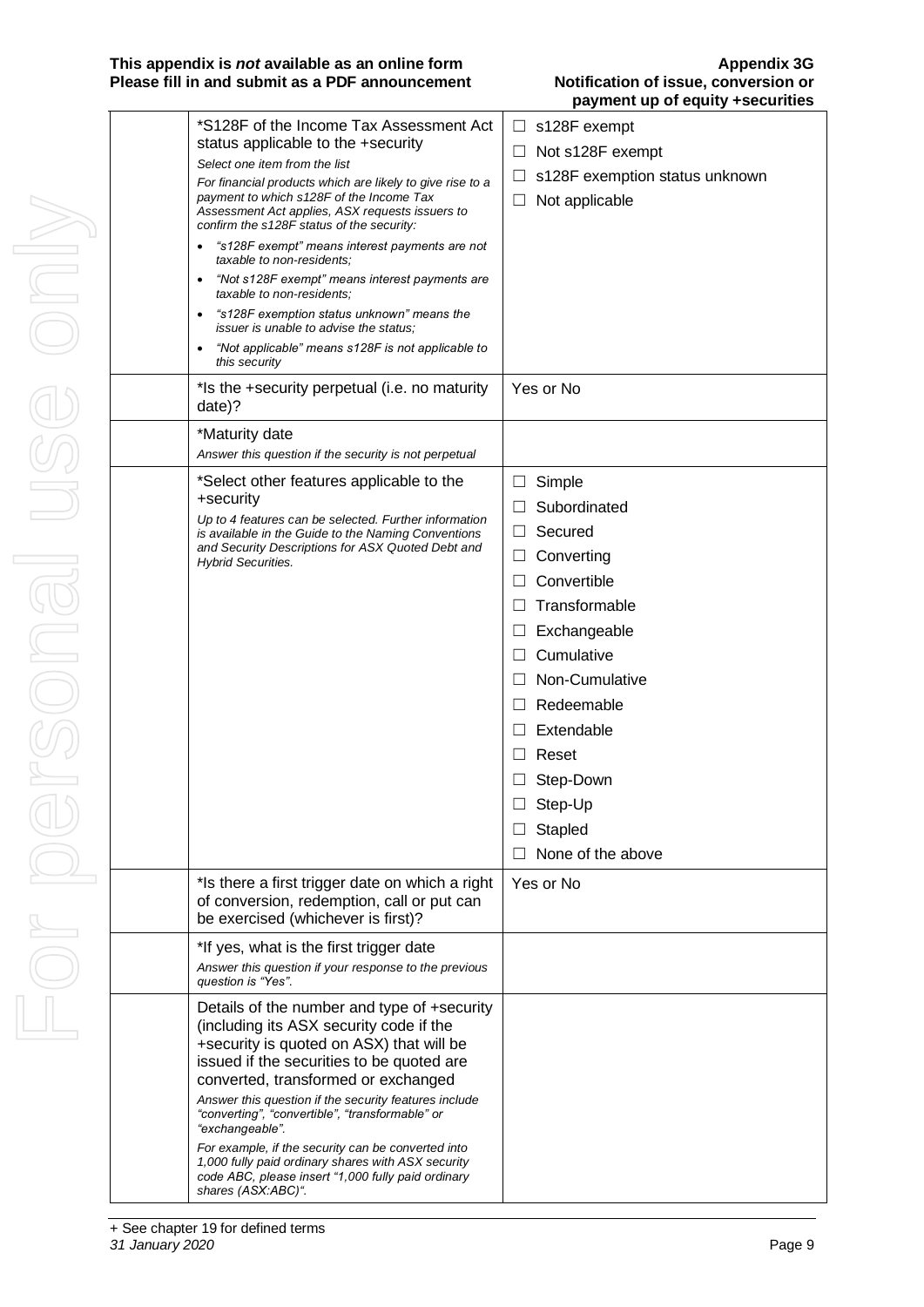| | | |
|---|---|---|
| | *S128F of the Income Tax Assessment Act status applicable to the +security<br>*Select one item from the list*<br>*For financial products which are likely to give rise to a payment to which s128F of the Income Tax Assessment Act applies, ASX requests issuers to confirm the s128F status of the security:*<br>• *"s128F exempt" means interest payments are not taxable to non-residents;*<br>• *"Not s128F exempt" means interest payments are taxable to non-residents;*<br>• *"s128F exemption status unknown" means the issuer is unable to advise the status;*<br>• *"Not applicable" means s128F is not applicable to this security* | ☐ s128F exempt<br>☐ Not s128F exempt<br>☐ s128F exemption status unknown<br>☐ Not applicable |
| | *Is the +security perpetual (i.e. no maturity date)? | Yes or No |
| | *Maturity date<br>*Answer this question if the security is not perpetual* | |
| | *Select other features applicable to the +security<br>*Up to 4 features can be selected. Further information is available in the Guide to the Naming Conventions and Security Descriptions for ASX Quoted Debt and Hybrid Securities.* | ☐ Simple<br>☐ Subordinated<br>☐ Secured<br>☐ Converting<br>☐ Convertible<br>☐ Transformable<br>☐ Exchangeable<br>☐ Cumulative<br>☐ Non-Cumulative<br>☐ Redeemable<br>☐ Extendable<br>☐ Reset<br>☐ Step-Down<br>☐ Step-Up<br>☐ Stapled<br>☐ None of the above |
| | *Is there a first trigger date on which a right of conversion, redemption, call or put can be exercised (whichever is first)? | Yes or No |
| | *If yes, what is the first trigger date<br>*Answer this question if your response to the previous question is "Yes".* | |
| | Details of the number and type of +security (including its ASX security code if the +security is quoted on ASX) that will be issued if the securities to be quoted are converted, transformed or exchanged<br>*Answer this question if the security features include "converting", "convertible", "transformable" or "exchangeable".*<br>*For example, if the security can be converted into 1,000 fully paid ordinary shares with ASX security code ABC, please insert "1,000 fully paid ordinary shares (ASX:ABC)".* | |

+ See chapter 19 for defined terms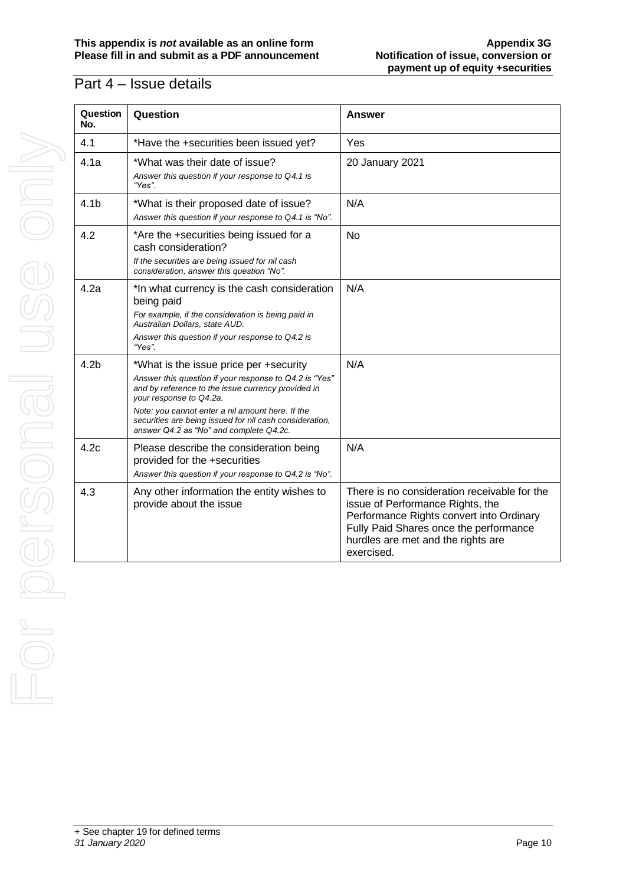## Part 4 – Issue details

| Question No. | Question | Answer |
|---|---|---|
| 4.1 | *Have the +securities been issued yet? | Yes |
| 4.1a | *What was their date of issue?<br>*Answer this question if your response to Q4.1 is "Yes".* | 20 January 2021 |
| 4.1b | *What is their proposed date of issue?<br>*Answer this question if your response to Q4.1 is "No".* | N/A |
| 4.2 | *Are the +securities being issued for a cash consideration?<br>*If the securities are being issued for nil cash consideration, answer this question "No".* | No |
| 4.2a | *In what currency is the cash consideration being paid<br>*For example, if the consideration is being paid in Australian Dollars, state AUD.*<br>*Answer this question if your response to Q4.2 is "Yes".* | N/A |
| 4.2b | *What is the issue price per +security<br>*Answer this question if your response to Q4.2 is "Yes" and by reference to the issue currency provided in your response to Q4.2a.*<br>*Note: you cannot enter a nil amount here. If the securities are being issued for nil cash consideration, answer Q4.2 as "No" and complete Q4.2c.* | N/A |
| 4.2c | Please describe the consideration being provided for the +securities<br>*Answer this question if your response to Q4.2 is "No".* | N/A |
| 4.3 | Any other information the entity wishes to provide about the issue | There is no consideration receivable for the issue of Performance Rights, the Performance Rights convert into Ordinary Fully Paid Shares once the performance hurdles are met and the rights are exercised. |

+ See chapter 19 for defined terms
*31 January 2020*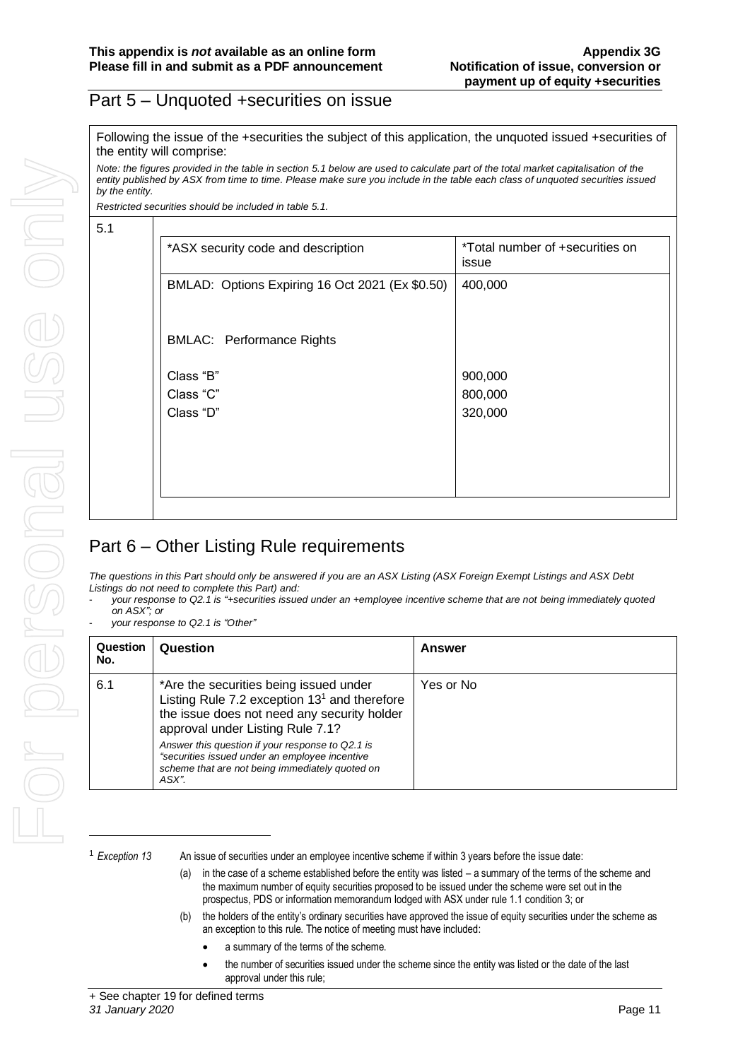## Part 5 – Unquoted +securities on issue

Following the issue of the +securities the subject of this application, the unquoted issued +securities of the entity will comprise:

*Note: the figures provided in the table in section 5.1 below are used to calculate part of the total market capitalisation of the entity published by ASX from time to time. Please make sure you include in the table each class of unquoted securities issued by the entity.*

*Restricted securities should be included in table 5.1.*

5.1

| *ASX security code and description | *Total number of +securities on issue |
|---|---|
| BMLAD: Options Expiring 16 Oct 2021 (Ex $0.50) | 400,000 |
| BMLAC: Performance Rights | |
| Class "B" | 900,000 |
| Class "C" | 800,000 |
| Class "D" | 320,000 |

## Part 6 – Other Listing Rule requirements

*The questions in this Part should only be answered if you are an ASX Listing (ASX Foreign Exempt Listings and ASX Debt Listings do not need to complete this Part) and:*

- *your response to Q2.1 is "+securities issued under an +employee incentive scheme that are not being immediately quoted on ASX"; or*
- *your response to Q2.1 is "Other"*

| Question No. | Question | Answer |
|---|---|---|
| 6.1 | *Are the securities being issued under Listing Rule 7.2 exception 13[1] and therefore the issue does not need any security holder approval under Listing Rule 7.1? *Answer this question if your response to Q2.1 is "securities issued under an employee incentive scheme that are not being immediately quoted on ASX".* | Yes or No |

[1] *Exception 13* An issue of securities under an employee incentive scheme if within 3 years before the issue date:

(a) in the case of a scheme established before the entity was listed – a summary of the terms of the scheme and the maximum number of equity securities proposed to be issued under the scheme were set out in the prospectus, PDS or information memorandum lodged with ASX under rule 1.1 condition 3; or

(b) the holders of the entity's ordinary securities have approved the issue of equity securities under the scheme as an exception to this rule. The notice of meeting must have included:

- a summary of the terms of the scheme.
- the number of securities issued under the scheme since the entity was listed or the date of the last approval under this rule;

+ See chapter 19 for defined terms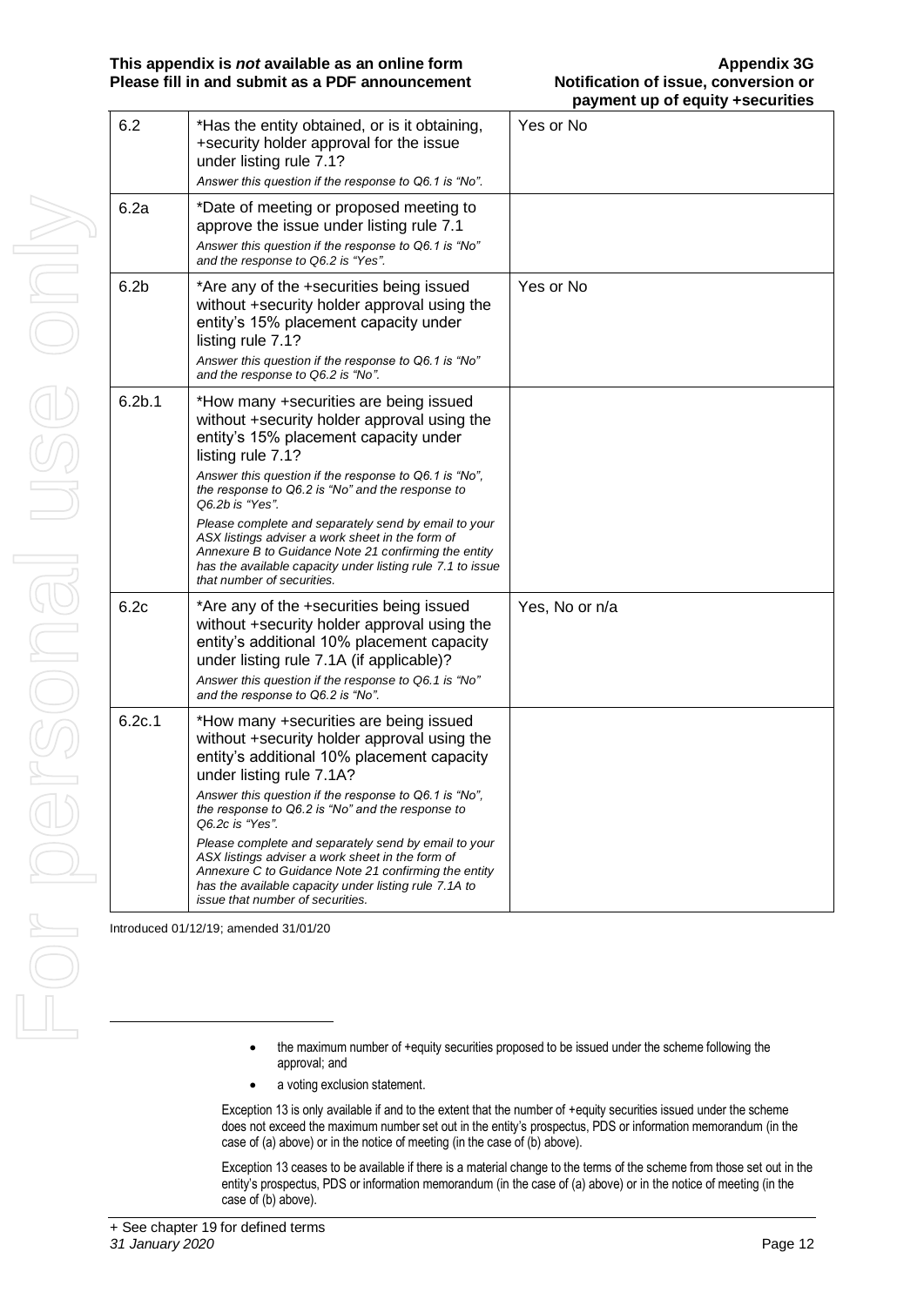| | | |
|---|---|---|
| 6.2 | *Has the entity obtained, or is it obtaining, +security holder approval for the issue under listing rule 7.1?<br>*Answer this question if the response to Q6.1 is "No".* | Yes or No |
| 6.2a | *Date of meeting or proposed meeting to approve the issue under listing rule 7.1<br>*Answer this question if the response to Q6.1 is "No" and the response to Q6.2 is "Yes".* | |
| 6.2b | *Are any of the +securities being issued without +security holder approval using the entity's 15% placement capacity under listing rule 7.1?<br>*Answer this question if the response to Q6.1 is "No" and the response to Q6.2 is "No".* | Yes or No |
| 6.2b.1 | *How many +securities are being issued without +security holder approval using the entity's 15% placement capacity under listing rule 7.1?<br>*Answer this question if the response to Q6.1 is "No", the response to Q6.2 is "No" and the response to Q6.2b is "Yes".*<br>*Please complete and separately send by email to your ASX listings adviser a work sheet in the form of Annexure B to Guidance Note 21 confirming the entity has the available capacity under listing rule 7.1 to issue that number of securities.* | |
| 6.2c | *Are any of the +securities being issued without +security holder approval using the entity's additional 10% placement capacity under listing rule 7.1A (if applicable)?<br>*Answer this question if the response to Q6.1 is "No" and the response to Q6.2 is "No".* | Yes, No or n/a |
| 6.2c.1 | *How many +securities are being issued without +security holder approval using the entity's additional 10% placement capacity under listing rule 7.1A?<br>*Answer this question if the response to Q6.1 is "No", the response to Q6.2 is "No" and the response to Q6.2c is "Yes".*<br>*Please complete and separately send by email to your ASX listings adviser a work sheet in the form of Annexure C to Guidance Note 21 confirming the entity has the available capacity under listing rule 7.1A to issue that number of securities.* | |

Introduced 01/12/19; amended 31/01/20

- the maximum number of +equity securities proposed to be issued under the scheme following the approval; and
- a voting exclusion statement.

Exception 13 is only available if and to the extent that the number of +equity securities issued under the scheme does not exceed the maximum number set out in the entity's prospectus, PDS or information memorandum (in the case of (a) above) or in the notice of meeting (in the case of (b) above).

Exception 13 ceases to be available if there is a material change to the terms of the scheme from those set out in the entity's prospectus, PDS or information memorandum (in the case of (a) above) or in the notice of meeting (in the case of (b) above).

+ See chapter 19 for defined terms